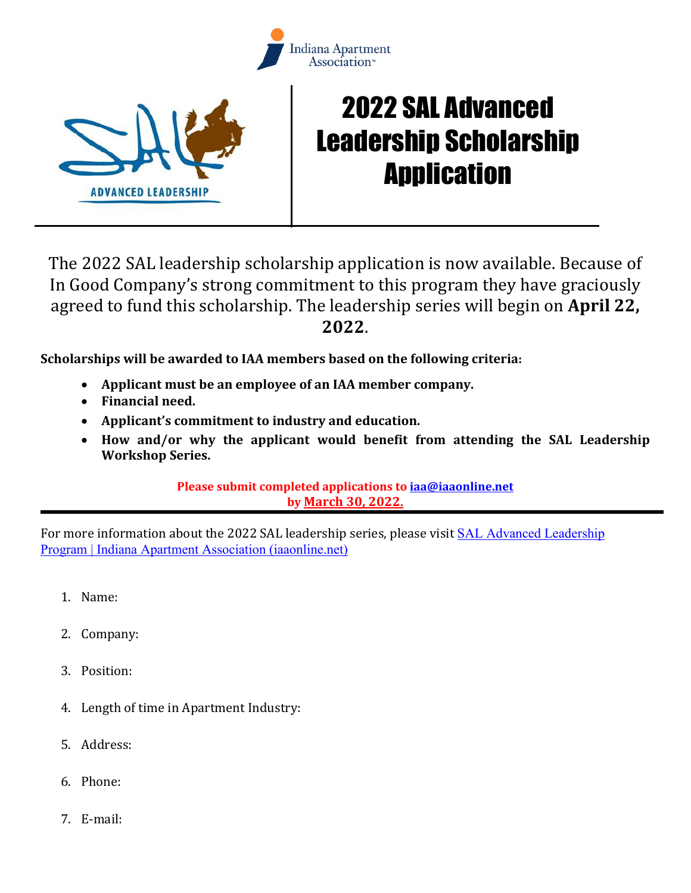Indiana Apartment Association

# 2022 SAL Advanced Leadership Scholarship Application

ADVANCED LEADERSHIP

The 2022 SAL leadership scholarship application is now available. Because of In Good Company's strong commitment to this program they have graciously agreed to fund this scholarship. The leadership series will begin on **April 22, 2022**.

**Scholarships will be awarded to IAA members based on the following criteria:**

- **Applicant must be an employee of an IAA member company.**
- **Financial need.**
- **Applicant's commitment to industry and education.**
- **How and/or why the applicant would benefit from attending the SAL Leadership Workshop Series.**

**Please submit completed applications to [iaa@iaaonline.net](mailto:iaa@iaaonline.net) by March 30, 2022.**

---

For more information about the 2022 SAL leadership series, please visit [SAL Advanced Leadership Program | Indiana Apartment Association (iaaonline.net)](iaaonline.net)

1. Name:
2. Company:
3. Position:
4. Length of time in Apartment Industry:
5. Address:
6. Phone:
7. E-mail: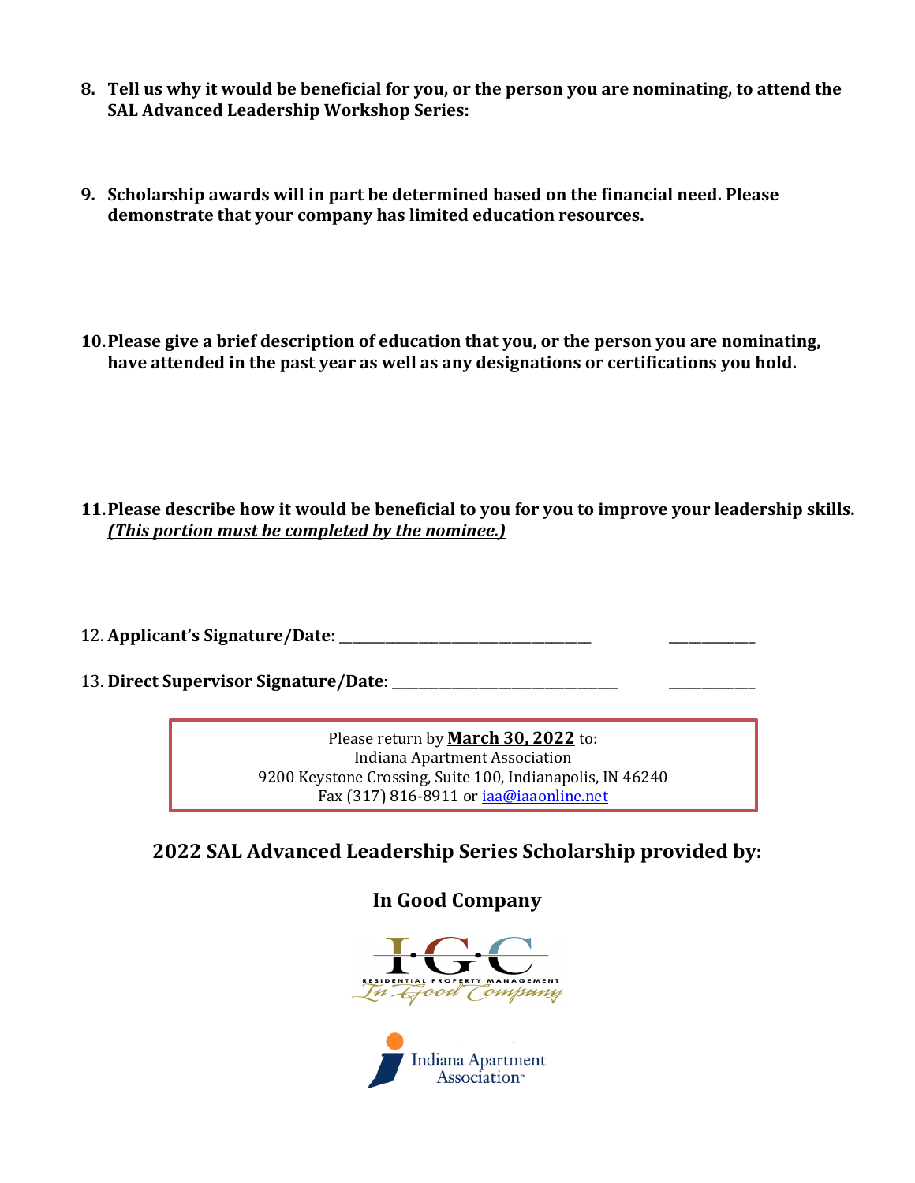8. **Tell us why it would be beneficial for you, or the person you are nominating, to attend the SAL Advanced Leadership Workshop Series:**

9. **Scholarship awards will in part be determined based on the financial need. Please demonstrate that your company has limited education resources.**

10. **Please give a brief description of education that you, or the person you are nominating, have attended in the past year as well as any designations or certifications you hold.**

11. **Please describe how it would be beneficial to you for you to improve your leadership skills.** ***(This portion must be completed by the nominee.)***

12. **Applicant's Signature/Date**: ___________________________________ ____________

13. **Direct Supervisor Signature/Date**: _______________________________ ____________

Please return by **March 30, 2022** to:
Indiana Apartment Association
9200 Keystone Crossing, Suite 100, Indianapolis, IN 46240
Fax (317) 816-8911 or iaa@iaaonline.net

## 2022 SAL Advanced Leadership Series Scholarship provided by:

## In Good Company

IGC
RESIDENTIAL PROPERTY MANAGEMENT
In Good Company

Indiana Apartment Association™